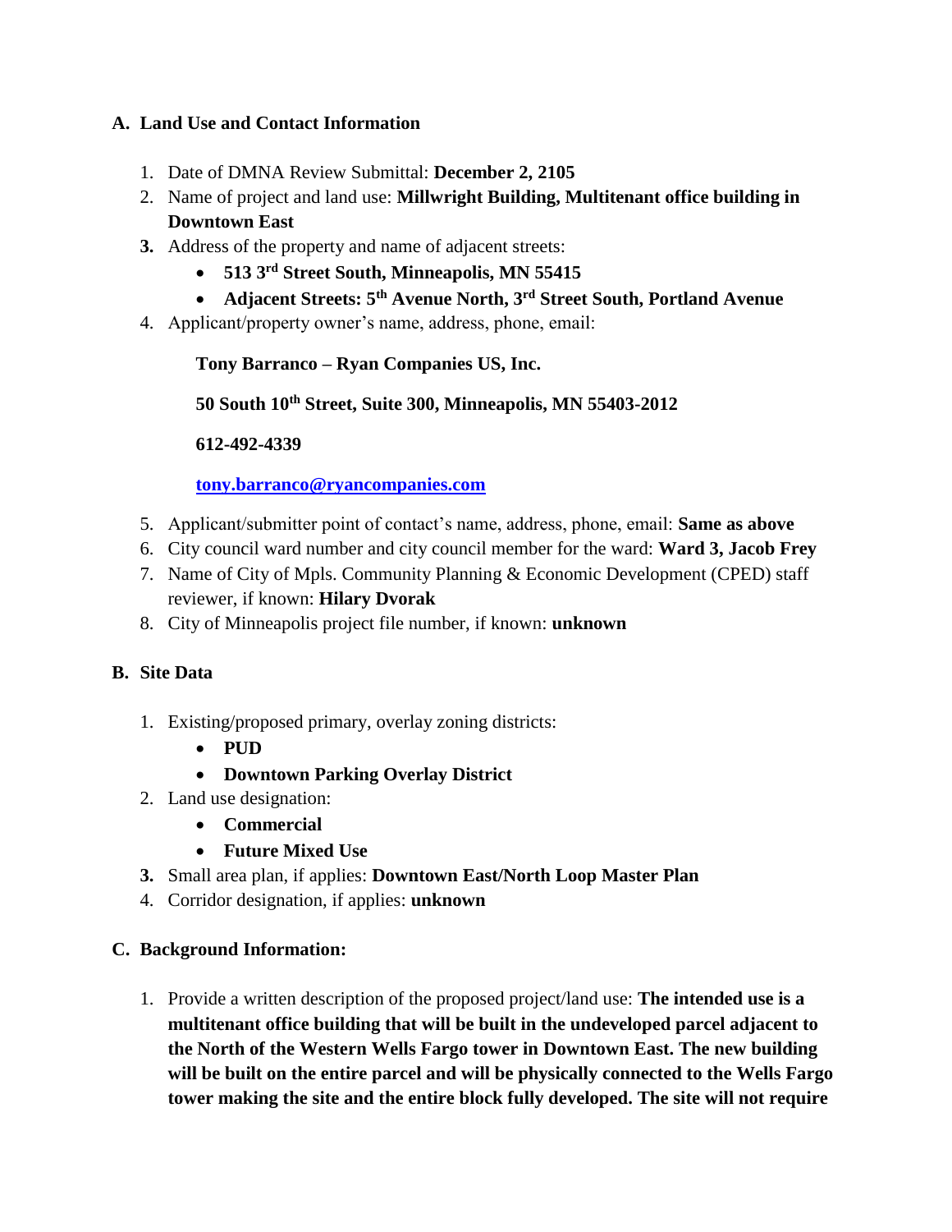## A. Land Use and Contact Information

1. Date of DMNA Review Submittal: **December 2, 2105**
2. Name of project and land use: **Millwright Building, Multitenant office building in Downtown East**
3. Address of the property and name of adjacent streets:
   - **513 3rd Street South, Minneapolis, MN 55415**
   - **Adjacent Streets: 5th Avenue North, 3rd Street South, Portland Avenue**
4. Applicant/property owner's name, address, phone, email:

   **Tony Barranco – Ryan Companies US, Inc.**

   **50 South 10th Street, Suite 300, Minneapolis, MN 55403-2012**

   **612-492-4339**

   **tony.barranco@ryancompanies.com**

5. Applicant/submitter point of contact's name, address, phone, email: **Same as above**
6. City council ward number and city council member for the ward: **Ward 3, Jacob Frey**
7. Name of City of Mpls. Community Planning & Economic Development (CPED) staff reviewer, if known: **Hilary Dvorak**
8. City of Minneapolis project file number, if known: **unknown**

## B. Site Data

1. Existing/proposed primary, overlay zoning districts:
   - **PUD**
   - **Downtown Parking Overlay District**
2. Land use designation:
   - **Commercial**
   - **Future Mixed Use**
3. Small area plan, if applies: **Downtown East/North Loop Master Plan**
4. Corridor designation, if applies: **unknown**

## C. Background Information:

1. Provide a written description of the proposed project/land use: **The intended use is a multitenant office building that will be built in the undeveloped parcel adjacent to the North of the Western Wells Fargo tower in Downtown East. The new building will be built on the entire parcel and will be physically connected to the Wells Fargo tower making the site and the entire block fully developed. The site will not require**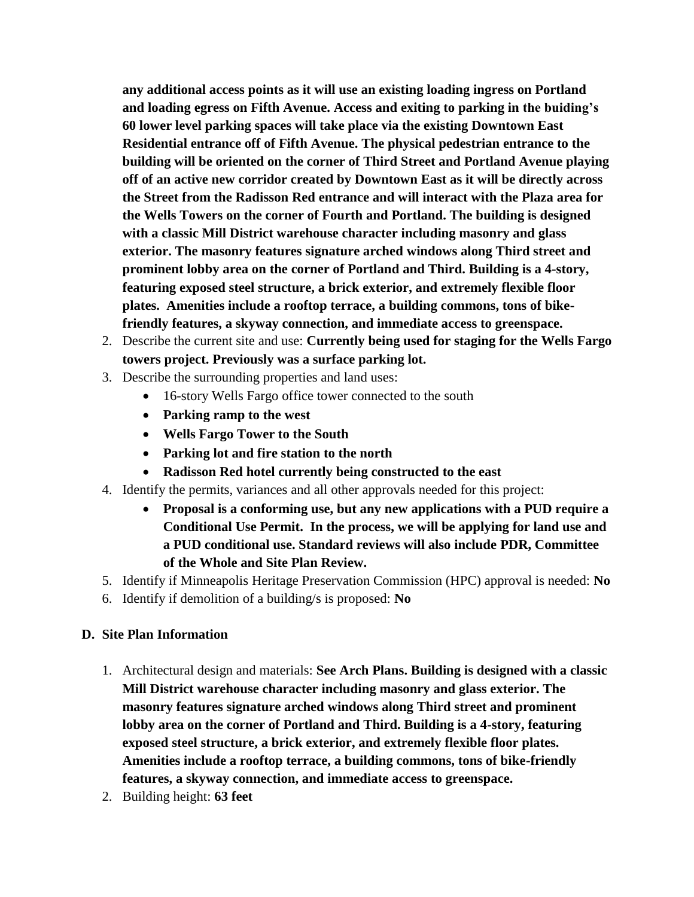**any additional access points as it will use an existing loading ingress on Portland and loading egress on Fifth Avenue. Access and exiting to parking in the buiding's 60 lower level parking spaces will take place via the existing Downtown East Residential entrance off of Fifth Avenue. The physical pedestrian entrance to the building will be oriented on the corner of Third Street and Portland Avenue playing off of an active new corridor created by Downtown East as it will be directly across the Street from the Radisson Red entrance and will interact with the Plaza area for the Wells Towers on the corner of Fourth and Portland. The building is designed with a classic Mill District warehouse character including masonry and glass exterior. The masonry features signature arched windows along Third street and prominent lobby area on the corner of Portland and Third. Building is a 4-story, featuring exposed steel structure, a brick exterior, and extremely flexible floor plates. Amenities include a rooftop terrace, a building commons, tons of bike-friendly features, a skyway connection, and immediate access to greenspace.**

2. Describe the current site and use: **Currently being used for staging for the Wells Fargo towers project. Previously was a surface parking lot.**
3. Describe the surrounding properties and land uses:
   - 16-story Wells Fargo office tower connected to the south
   - **Parking ramp to the west**
   - **Wells Fargo Tower to the South**
   - **Parking lot and fire station to the north**
   - **Radisson Red hotel currently being constructed to the east**
4. Identify the permits, variances and all other approvals needed for this project:
   - **Proposal is a conforming use, but any new applications with a PUD require a Conditional Use Permit. In the process, we will be applying for land use and a PUD conditional use. Standard reviews will also include PDR, Committee of the Whole and Site Plan Review.**
5. Identify if Minneapolis Heritage Preservation Commission (HPC) approval is needed: **No**
6. Identify if demolition of a building/s is proposed: **No**

## D. Site Plan Information

1. Architectural design and materials: **See Arch Plans. Building is designed with a classic Mill District warehouse character including masonry and glass exterior. The masonry features signature arched windows along Third street and prominent lobby area on the corner of Portland and Third. Building is a 4-story, featuring exposed steel structure, a brick exterior, and extremely flexible floor plates. Amenities include a rooftop terrace, a building commons, tons of bike-friendly features, a skyway connection, and immediate access to greenspace.**
2. Building height: **63 feet**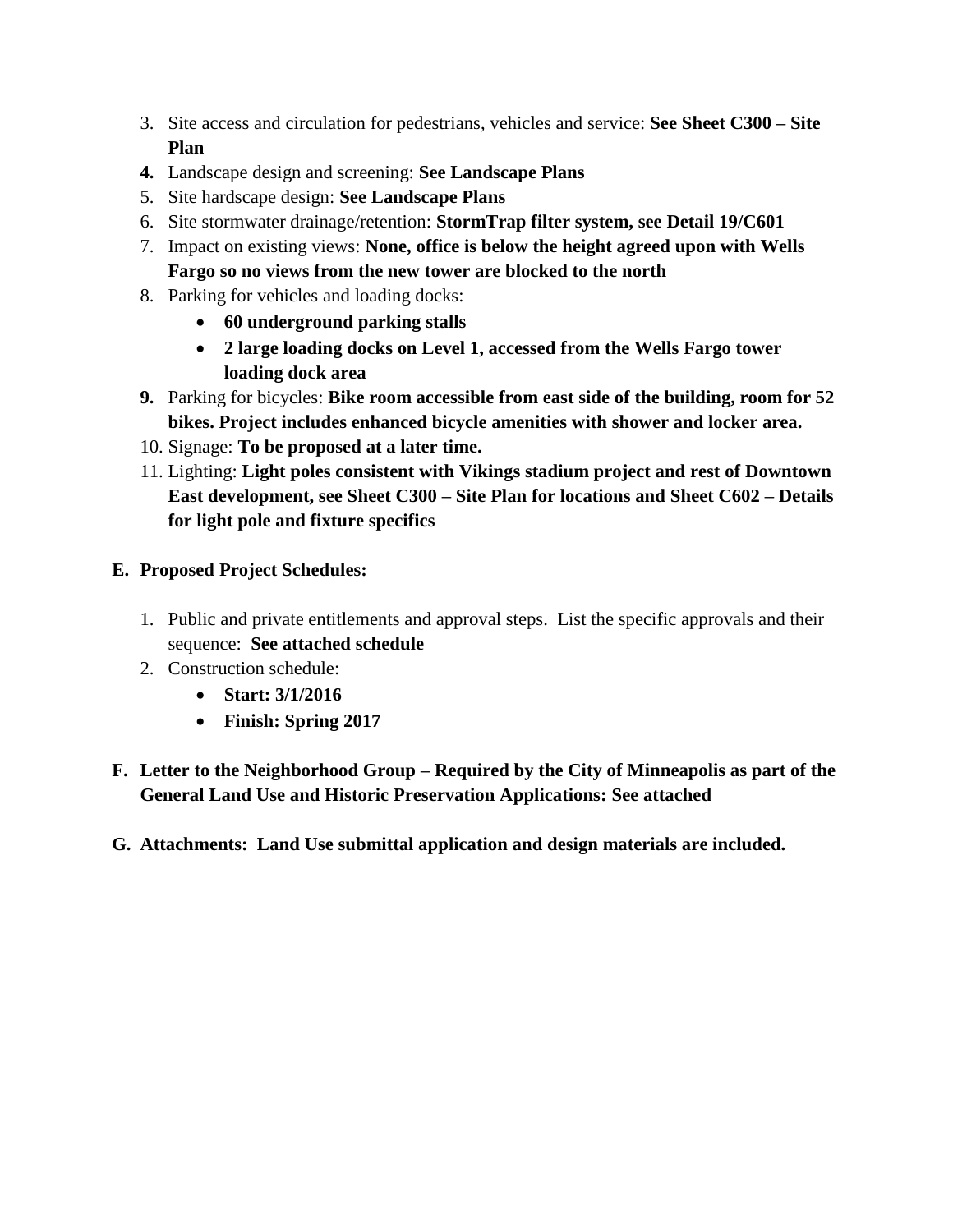3. Site access and circulation for pedestrians, vehicles and service: **See Sheet C300 – Site Plan**
4. Landscape design and screening: **See Landscape Plans**
5. Site hardscape design: **See Landscape Plans**
6. Site stormwater drainage/retention: **StormTrap filter system, see Detail 19/C601**
7. Impact on existing views: **None, office is below the height agreed upon with Wells Fargo so no views from the new tower are blocked to the north**
8. Parking for vehicles and loading docks:
   - **60 underground parking stalls**
   - **2 large loading docks on Level 1, accessed from the Wells Fargo tower loading dock area**
9. Parking for bicycles: **Bike room accessible from east side of the building, room for 52 bikes. Project includes enhanced bicycle amenities with shower and locker area.**
10. Signage: **To be proposed at a later time.**
11. Lighting: **Light poles consistent with Vikings stadium project and rest of Downtown East development, see Sheet C300 – Site Plan for locations and Sheet C602 – Details for light pole and fixture specifics**

**E. Proposed Project Schedules:**

1. Public and private entitlements and approval steps. List the specific approvals and their sequence: **See attached schedule**
2. Construction schedule:
   - **Start: 3/1/2016**
   - **Finish: Spring 2017**

**F. Letter to the Neighborhood Group – Required by the City of Minneapolis as part of the General Land Use and Historic Preservation Applications: See attached**

**G. Attachments: Land Use submittal application and design materials are included.**